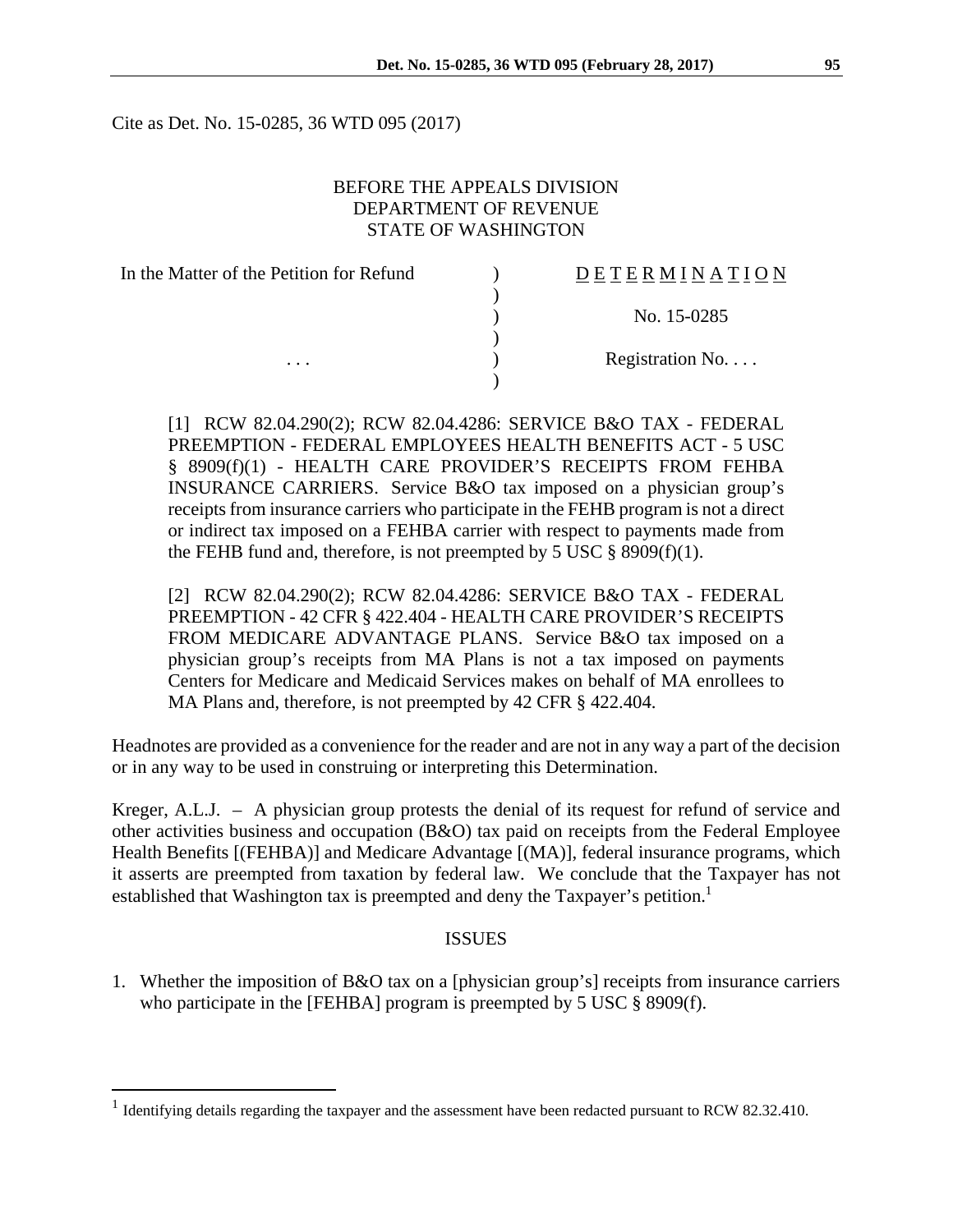Cite as Det. No. 15-0285, 36 WTD 095 (2017)

BEFORE THE APPEALS DIVISION
DEPARTMENT OF REVENUE
STATE OF WASHINGTON

| In the Matter of the Petition for Refund | ) | D E T E R M I N A T I O N |
|---|---|---|
| | ) | |
| | ) | No. 15-0285 |
| | ) | |
| . . . | ) | Registration No. . . . |
| | ) | |

[1] RCW 82.04.290(2); RCW 82.04.4286: SERVICE B&O TAX - FEDERAL PREEMPTION - FEDERAL EMPLOYEES HEALTH BENEFITS ACT - 5 USC § 8909(f)(1) - HEALTH CARE PROVIDER'S RECEIPTS FROM FEHBA INSURANCE CARRIERS. Service B&O tax imposed on a physician group's receipts from insurance carriers who participate in the FEHB program is not a direct or indirect tax imposed on a FEHBA carrier with respect to payments made from the FEHB fund and, therefore, is not preempted by 5 USC § 8909(f)(1).

[2] RCW 82.04.290(2); RCW 82.04.4286: SERVICE B&O TAX - FEDERAL PREEMPTION - 42 CFR § 422.404 - HEALTH CARE PROVIDER'S RECEIPTS FROM MEDICARE ADVANTAGE PLANS. Service B&O tax imposed on a physician group's receipts from MA Plans is not a tax imposed on payments Centers for Medicare and Medicaid Services makes on behalf of MA enrollees to MA Plans and, therefore, is not preempted by 42 CFR § 422.404.

Headnotes are provided as a convenience for the reader and are not in any way a part of the decision or in any way to be used in construing or interpreting this Determination.

Kreger, A.L.J. – A physician group protests the denial of its request for refund of service and other activities business and occupation (B&O) tax paid on receipts from the Federal Employee Health Benefits [(FEHBA)] and Medicare Advantage [(MA)], federal insurance programs, which it asserts are preempted from taxation by federal law. We conclude that the Taxpayer has not established that Washington tax is preempted and deny the Taxpayer's petition.[1]

## ISSUES

1. Whether the imposition of B&O tax on a [physician group's] receipts from insurance carriers who participate in the [FEHBA] program is preempted by 5 USC § 8909(f).

[1] Identifying details regarding the taxpayer and the assessment have been redacted pursuant to RCW 82.32.410.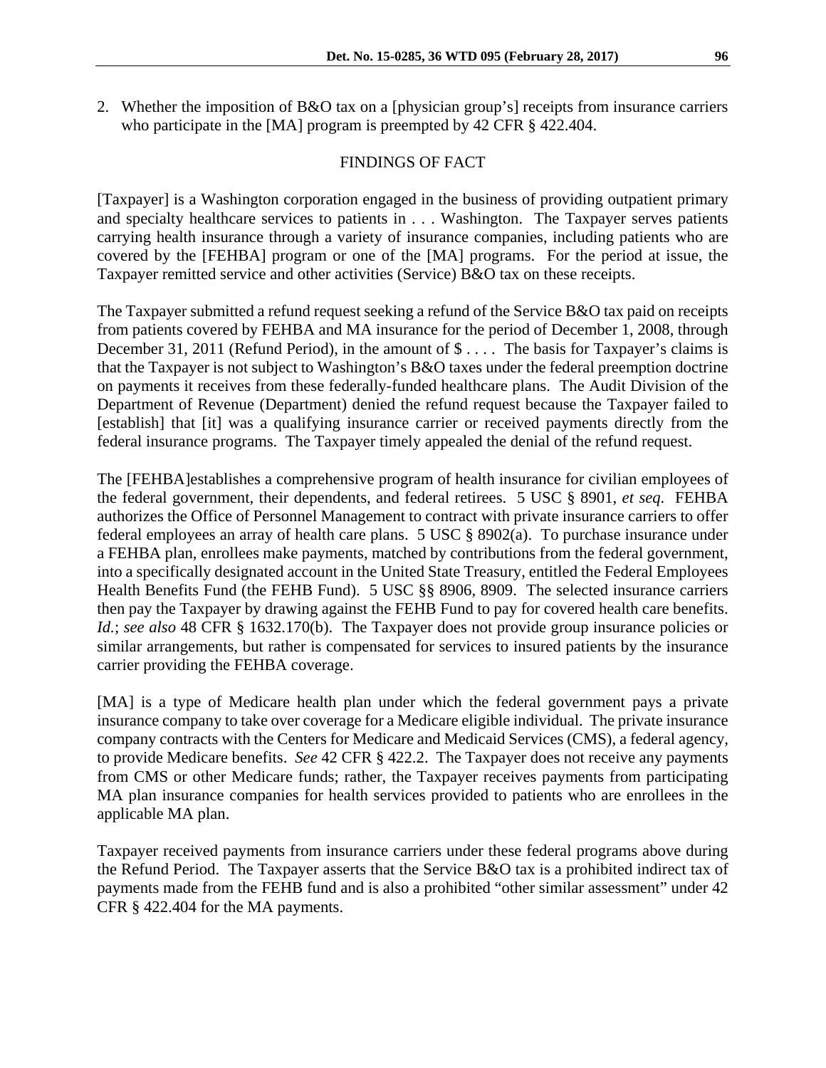2. Whether the imposition of B&O tax on a [physician group's] receipts from insurance carriers who participate in the [MA] program is preempted by 42 CFR § 422.404.

## FINDINGS OF FACT

[Taxpayer] is a Washington corporation engaged in the business of providing outpatient primary and specialty healthcare services to patients in . . . Washington. The Taxpayer serves patients carrying health insurance through a variety of insurance companies, including patients who are covered by the [FEHBA] program or one of the [MA] programs. For the period at issue, the Taxpayer remitted service and other activities (Service) B&O tax on these receipts.

The Taxpayer submitted a refund request seeking a refund of the Service B&O tax paid on receipts from patients covered by FEHBA and MA insurance for the period of December 1, 2008, through December 31, 2011 (Refund Period), in the amount of $ . . . . The basis for Taxpayer's claims is that the Taxpayer is not subject to Washington's B&O taxes under the federal preemption doctrine on payments it receives from these federally-funded healthcare plans. The Audit Division of the Department of Revenue (Department) denied the refund request because the Taxpayer failed to [establish] that [it] was a qualifying insurance carrier or received payments directly from the federal insurance programs. The Taxpayer timely appealed the denial of the refund request.

The [FEHBA]establishes a comprehensive program of health insurance for civilian employees of the federal government, their dependents, and federal retirees. 5 USC § 8901, *et seq.* FEHBA authorizes the Office of Personnel Management to contract with private insurance carriers to offer federal employees an array of health care plans. 5 USC § 8902(a). To purchase insurance under a FEHBA plan, enrollees make payments, matched by contributions from the federal government, into a specifically designated account in the United State Treasury, entitled the Federal Employees Health Benefits Fund (the FEHB Fund). 5 USC §§ 8906, 8909. The selected insurance carriers then pay the Taxpayer by drawing against the FEHB Fund to pay for covered health care benefits. *Id.*; *see also* 48 CFR § 1632.170(b). The Taxpayer does not provide group insurance policies or similar arrangements, but rather is compensated for services to insured patients by the insurance carrier providing the FEHBA coverage.

[MA] is a type of Medicare health plan under which the federal government pays a private insurance company to take over coverage for a Medicare eligible individual. The private insurance company contracts with the Centers for Medicare and Medicaid Services (CMS), a federal agency, to provide Medicare benefits. *See* 42 CFR § 422.2. The Taxpayer does not receive any payments from CMS or other Medicare funds; rather, the Taxpayer receives payments from participating MA plan insurance companies for health services provided to patients who are enrollees in the applicable MA plan.

Taxpayer received payments from insurance carriers under these federal programs above during the Refund Period. The Taxpayer asserts that the Service B&O tax is a prohibited indirect tax of payments made from the FEHB fund and is also a prohibited "other similar assessment" under 42 CFR § 422.404 for the MA payments.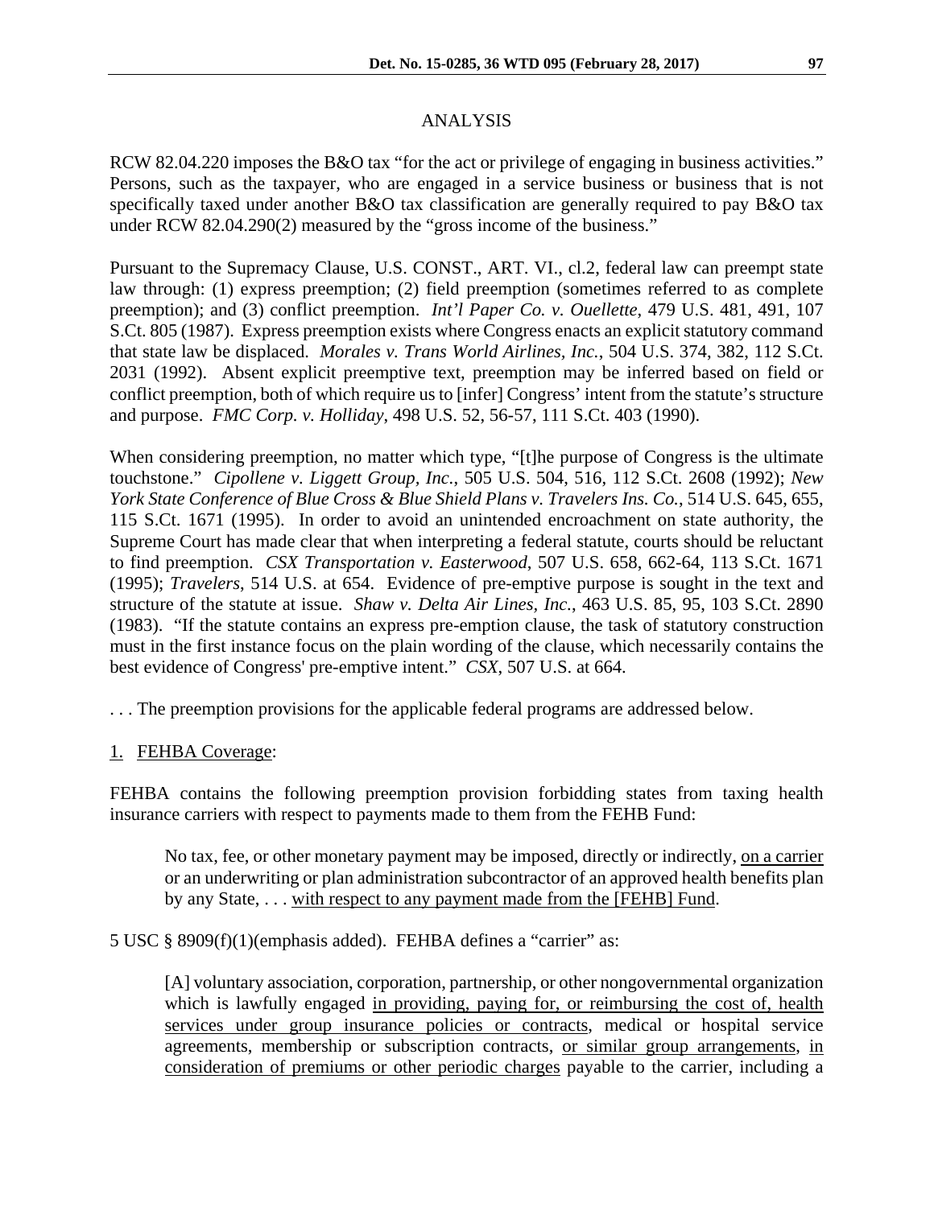## ANALYSIS

RCW 82.04.220 imposes the B&O tax "for the act or privilege of engaging in business activities." Persons, such as the taxpayer, who are engaged in a service business or business that is not specifically taxed under another B&O tax classification are generally required to pay B&O tax under RCW 82.04.290(2) measured by the "gross income of the business."

Pursuant to the Supremacy Clause, U.S. CONST., ART. VI., cl.2, federal law can preempt state law through: (1) express preemption; (2) field preemption (sometimes referred to as complete preemption); and (3) conflict preemption. *Int'l Paper Co. v. Ouellette*, 479 U.S. 481, 491, 107 S.Ct. 805 (1987). Express preemption exists where Congress enacts an explicit statutory command that state law be displaced. *Morales v. Trans World Airlines, Inc.*, 504 U.S. 374, 382, 112 S.Ct. 2031 (1992). Absent explicit preemptive text, preemption may be inferred based on field or conflict preemption, both of which require us to [infer] Congress' intent from the statute's structure and purpose. *FMC Corp. v. Holliday*, 498 U.S. 52, 56-57, 111 S.Ct. 403 (1990).

When considering preemption, no matter which type, "[t]he purpose of Congress is the ultimate touchstone." *Cipollene v. Liggett Group, Inc.*, 505 U.S. 504, 516, 112 S.Ct. 2608 (1992); *New York State Conference of Blue Cross & Blue Shield Plans v. Travelers Ins. Co.*, 514 U.S. 645, 655, 115 S.Ct. 1671 (1995). In order to avoid an unintended encroachment on state authority, the Supreme Court has made clear that when interpreting a federal statute, courts should be reluctant to find preemption. *CSX Transportation v. Easterwood*, 507 U.S. 658, 662-64, 113 S.Ct. 1671 (1995); *Travelers*, 514 U.S. at 654. Evidence of pre-emptive purpose is sought in the text and structure of the statute at issue. *Shaw v. Delta Air Lines, Inc.*, 463 U.S. 85, 95, 103 S.Ct. 2890 (1983). "If the statute contains an express pre-emption clause, the task of statutory construction must in the first instance focus on the plain wording of the clause, which necessarily contains the best evidence of Congress' pre-emptive intent." *CSX*, 507 U.S. at 664.

. . . The preemption provisions for the applicable federal programs are addressed below.

1. FEHBA Coverage:

FEHBA contains the following preemption provision forbidding states from taxing health insurance carriers with respect to payments made to them from the FEHB Fund:

> No tax, fee, or other monetary payment may be imposed, directly or indirectly, on a carrier or an underwriting or plan administration subcontractor of an approved health benefits plan by any State, . . . with respect to any payment made from the [FEHB] Fund.

5 USC § 8909(f)(1)(emphasis added). FEHBA defines a "carrier" as:

> [A] voluntary association, corporation, partnership, or other nongovernmental organization which is lawfully engaged in providing, paying for, or reimbursing the cost of, health services under group insurance policies or contracts, medical or hospital service agreements, membership or subscription contracts, or similar group arrangements, in consideration of premiums or other periodic charges payable to the carrier, including a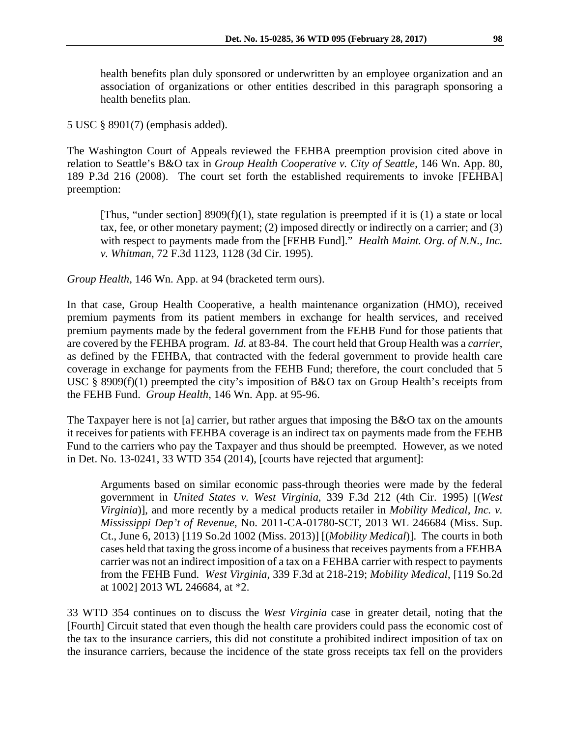> health benefits plan duly sponsored or underwritten by an employee organization and an association of organizations or other entities described in this paragraph sponsoring a health benefits plan.

5 USC § 8901(7) (emphasis added).

The Washington Court of Appeals reviewed the FEHBA preemption provision cited above in relation to Seattle's B&O tax in *Group Health Cooperative v. City of Seattle*, 146 Wn. App. 80, 189 P.3d 216 (2008). The court set forth the established requirements to invoke [FEHBA] preemption:

> [Thus, "under section] 8909(f)(1), state regulation is preempted if it is (1) a state or local tax, fee, or other monetary payment; (2) imposed directly or indirectly on a carrier; and (3) with respect to payments made from the [FEHB Fund]." *Health Maint. Org. of N.N., Inc. v. Whitman*, 72 F.3d 1123, 1128 (3d Cir. 1995).

*Group Health*, 146 Wn. App. at 94 (bracketed term ours).

In that case, Group Health Cooperative, a health maintenance organization (HMO), received premium payments from its patient members in exchange for health services, and received premium payments made by the federal government from the FEHB Fund for those patients that are covered by the FEHBA program. *Id.* at 83-84. The court held that Group Health was a *carrier*, as defined by the FEHBA, that contracted with the federal government to provide health care coverage in exchange for payments from the FEHB Fund; therefore, the court concluded that 5 USC § 8909(f)(1) preempted the city's imposition of B&O tax on Group Health's receipts from the FEHB Fund. *Group Health*, 146 Wn. App. at 95-96.

The Taxpayer here is not [a] carrier, but rather argues that imposing the B&O tax on the amounts it receives for patients with FEHBA coverage is an indirect tax on payments made from the FEHB Fund to the carriers who pay the Taxpayer and thus should be preempted. However, as we noted in Det. No. 13-0241, 33 WTD 354 (2014), [courts have rejected that argument]:

> Arguments based on similar economic pass-through theories were made by the federal government in *United States v. West Virginia*, 339 F.3d 212 (4th Cir. 1995) [(*West Virginia*)], and more recently by a medical products retailer in *Mobility Medical, Inc. v. Mississippi Dep't of Revenue*, No. 2011-CA-01780-SCT, 2013 WL 246684 (Miss. Sup. Ct., June 6, 2013) [119 So.2d 1002 (Miss. 2013)] [(*Mobility Medical*)]. The courts in both cases held that taxing the gross income of a business that receives payments from a FEHBA carrier was not an indirect imposition of a tax on a FEHBA carrier with respect to payments from the FEHB Fund. *West Virginia*, 339 F.3d at 218-219; *Mobility Medical*, [119 So.2d at 1002] 2013 WL 246684, at *2.

33 WTD 354 continues on to discuss the *West Virginia* case in greater detail, noting that the [Fourth] Circuit stated that even though the health care providers could pass the economic cost of the tax to the insurance carriers, this did not constitute a prohibited indirect imposition of tax on the insurance carriers, because the incidence of the state gross receipts tax fell on the providers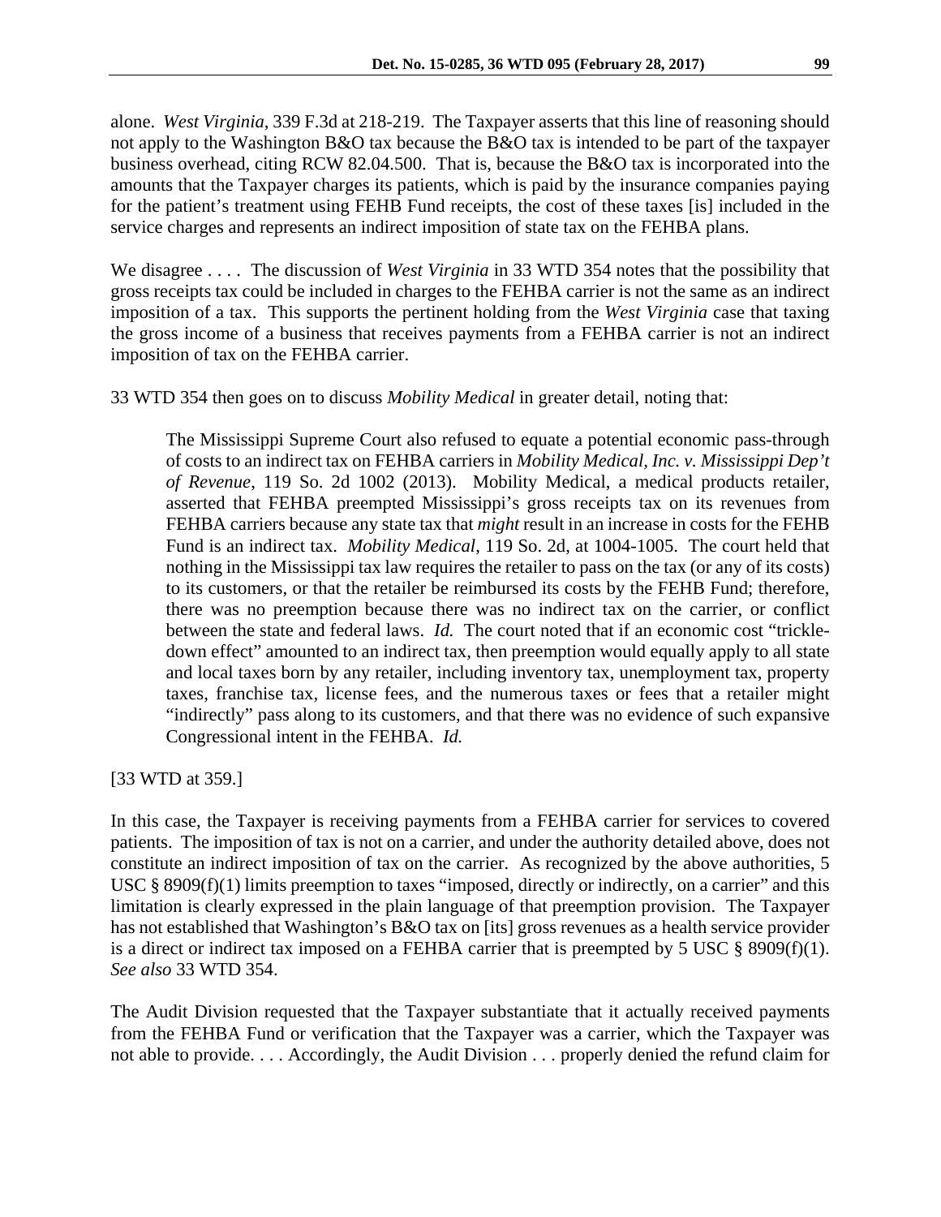alone. *West Virginia*, 339 F.3d at 218-219. The Taxpayer asserts that this line of reasoning should not apply to the Washington B&O tax because the B&O tax is intended to be part of the taxpayer business overhead, citing RCW 82.04.500. That is, because the B&O tax is incorporated into the amounts that the Taxpayer charges its patients, which is paid by the insurance companies paying for the patient's treatment using FEHB Fund receipts, the cost of these taxes [is] included in the service charges and represents an indirect imposition of state tax on the FEHBA plans.

We disagree . . . . The discussion of *West Virginia* in 33 WTD 354 notes that the possibility that gross receipts tax could be included in charges to the FEHBA carrier is not the same as an indirect imposition of a tax. This supports the pertinent holding from the *West Virginia* case that taxing the gross income of a business that receives payments from a FEHBA carrier is not an indirect imposition of tax on the FEHBA carrier.

33 WTD 354 then goes on to discuss *Mobility Medical* in greater detail, noting that:

> The Mississippi Supreme Court also refused to equate a potential economic pass-through of costs to an indirect tax on FEHBA carriers in *Mobility Medical, Inc. v. Mississippi Dep't of Revenue*, 119 So. 2d 1002 (2013). Mobility Medical, a medical products retailer, asserted that FEHBA preempted Mississippi's gross receipts tax on its revenues from FEHBA carriers because any state tax that *might* result in an increase in costs for the FEHB Fund is an indirect tax. *Mobility Medical*, 119 So. 2d, at 1004-1005. The court held that nothing in the Mississippi tax law requires the retailer to pass on the tax (or any of its costs) to its customers, or that the retailer be reimbursed its costs by the FEHB Fund; therefore, there was no preemption because there was no indirect tax on the carrier, or conflict between the state and federal laws. *Id.* The court noted that if an economic cost "trickle-down effect" amounted to an indirect tax, then preemption would equally apply to all state and local taxes born by any retailer, including inventory tax, unemployment tax, property taxes, franchise tax, license fees, and the numerous taxes or fees that a retailer might "indirectly" pass along to its customers, and that there was no evidence of such expansive Congressional intent in the FEHBA. *Id.*

[33 WTD at 359.]

In this case, the Taxpayer is receiving payments from a FEHBA carrier for services to covered patients. The imposition of tax is not on a carrier, and under the authority detailed above, does not constitute an indirect imposition of tax on the carrier. As recognized by the above authorities, 5 USC § 8909(f)(1) limits preemption to taxes "imposed, directly or indirectly, on a carrier" and this limitation is clearly expressed in the plain language of that preemption provision. The Taxpayer has not established that Washington's B&O tax on [its] gross revenues as a health service provider is a direct or indirect tax imposed on a FEHBA carrier that is preempted by 5 USC § 8909(f)(1). *See also* 33 WTD 354.

The Audit Division requested that the Taxpayer substantiate that it actually received payments from the FEHBA Fund or verification that the Taxpayer was a carrier, which the Taxpayer was not able to provide. . . . Accordingly, the Audit Division . . . properly denied the refund claim for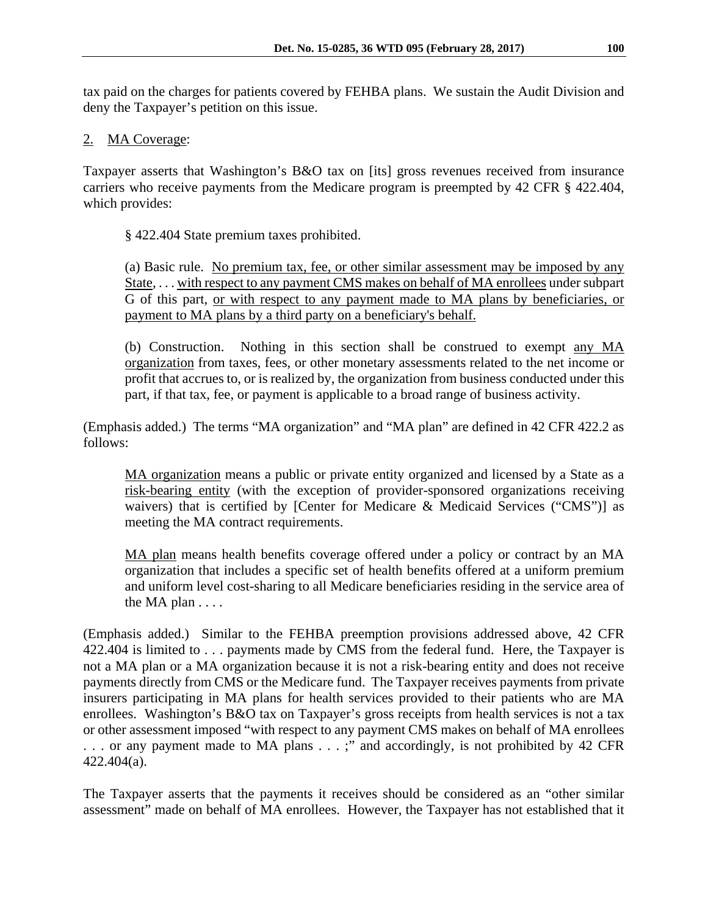tax paid on the charges for patients covered by FEHBA plans. We sustain the Audit Division and deny the Taxpayer's petition on this issue.

2. <u>MA Coverage</u>:

Taxpayer asserts that Washington's B&O tax on [its] gross revenues received from insurance carriers who receive payments from the Medicare program is preempted by 42 CFR § 422.404, which provides:

> § 422.404 State premium taxes prohibited.
>
> (a) Basic rule. <u>No premium tax, fee, or other similar assessment may be imposed by any State</u>, . . . <u>with respect to any payment CMS makes on behalf of MA enrollees</u> under subpart G of this part, <u>or with respect to any payment made to MA plans by beneficiaries, or payment to MA plans by a third party on a beneficiary's behalf.</u>
>
> (b) Construction. Nothing in this section shall be construed to exempt <u>any MA organization</u> from taxes, fees, or other monetary assessments related to the net income or profit that accrues to, or is realized by, the organization from business conducted under this part, if that tax, fee, or payment is applicable to a broad range of business activity.

(Emphasis added.) The terms "MA organization" and "MA plan" are defined in 42 CFR 422.2 as follows:

> <u>MA organization</u> means a public or private entity organized and licensed by a State as a <u>risk-bearing entity</u> (with the exception of provider-sponsored organizations receiving waivers) that is certified by [Center for Medicare & Medicaid Services ("CMS")] as meeting the MA contract requirements.
>
> <u>MA plan</u> means health benefits coverage offered under a policy or contract by an MA organization that includes a specific set of health benefits offered at a uniform premium and uniform level cost-sharing to all Medicare beneficiaries residing in the service area of the MA plan . . . .

(Emphasis added.) Similar to the FEHBA preemption provisions addressed above, 42 CFR 422.404 is limited to . . . payments made by CMS from the federal fund. Here, the Taxpayer is not a MA plan or a MA organization because it is not a risk-bearing entity and does not receive payments directly from CMS or the Medicare fund. The Taxpayer receives payments from private insurers participating in MA plans for health services provided to their patients who are MA enrollees. Washington's B&O tax on Taxpayer's gross receipts from health services is not a tax or other assessment imposed "with respect to any payment CMS makes on behalf of MA enrollees . . . or any payment made to MA plans . . . ;" and accordingly, is not prohibited by 42 CFR 422.404(a).

The Taxpayer asserts that the payments it receives should be considered as an "other similar assessment" made on behalf of MA enrollees. However, the Taxpayer has not established that it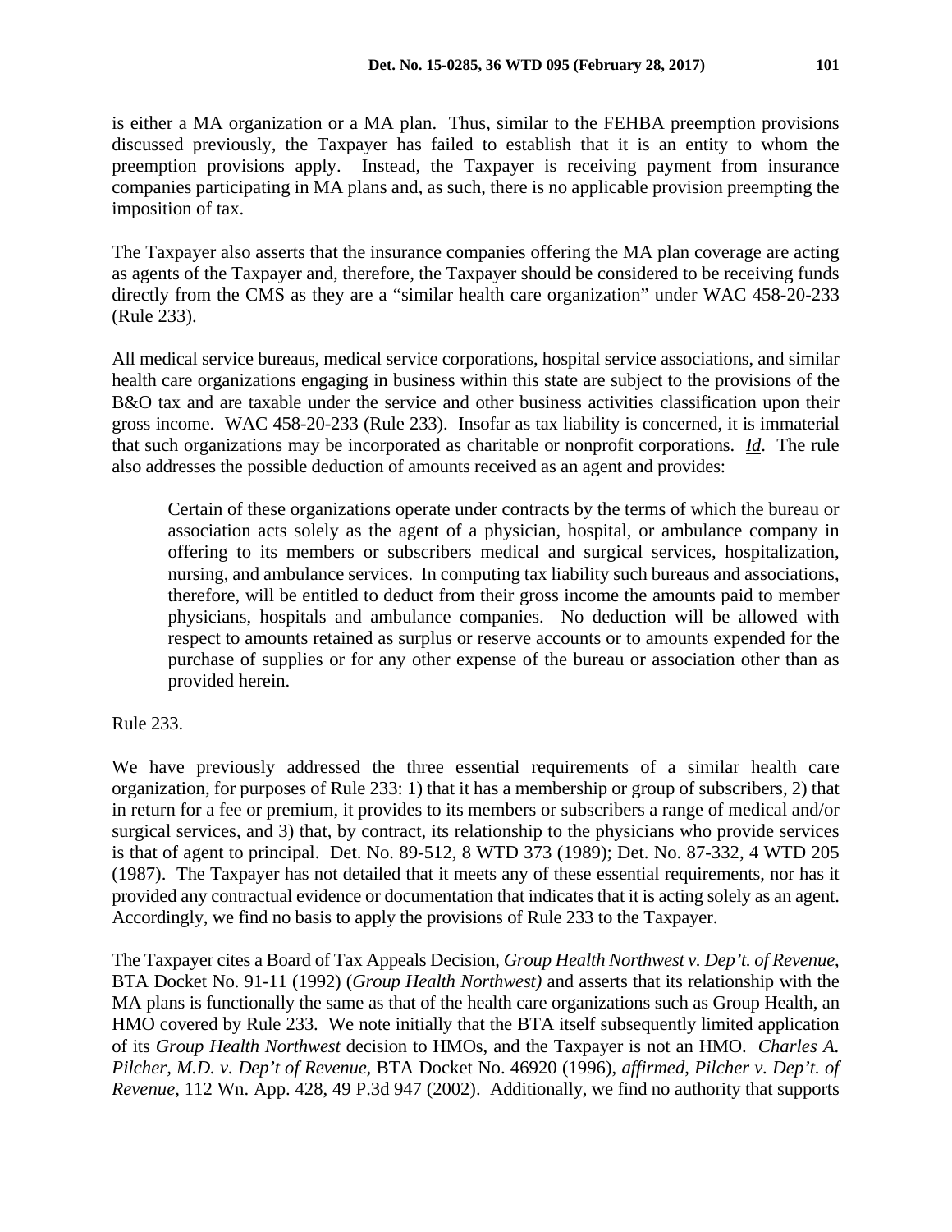is either a MA organization or a MA plan. Thus, similar to the FEHBA preemption provisions discussed previously, the Taxpayer has failed to establish that it is an entity to whom the preemption provisions apply. Instead, the Taxpayer is receiving payment from insurance companies participating in MA plans and, as such, there is no applicable provision preempting the imposition of tax.

The Taxpayer also asserts that the insurance companies offering the MA plan coverage are acting as agents of the Taxpayer and, therefore, the Taxpayer should be considered to be receiving funds directly from the CMS as they are a "similar health care organization" under WAC 458-20-233 (Rule 233).

All medical service bureaus, medical service corporations, hospital service associations, and similar health care organizations engaging in business within this state are subject to the provisions of the B&O tax and are taxable under the service and other business activities classification upon their gross income. WAC 458-20-233 (Rule 233). Insofar as tax liability is concerned, it is immaterial that such organizations may be incorporated as charitable or nonprofit corporations. *Id*. The rule also addresses the possible deduction of amounts received as an agent and provides:

> Certain of these organizations operate under contracts by the terms of which the bureau or association acts solely as the agent of a physician, hospital, or ambulance company in offering to its members or subscribers medical and surgical services, hospitalization, nursing, and ambulance services. In computing tax liability such bureaus and associations, therefore, will be entitled to deduct from their gross income the amounts paid to member physicians, hospitals and ambulance companies. No deduction will be allowed with respect to amounts retained as surplus or reserve accounts or to amounts expended for the purchase of supplies or for any other expense of the bureau or association other than as provided herein.

Rule 233.

We have previously addressed the three essential requirements of a similar health care organization, for purposes of Rule 233: 1) that it has a membership or group of subscribers, 2) that in return for a fee or premium, it provides to its members or subscribers a range of medical and/or surgical services, and 3) that, by contract, its relationship to the physicians who provide services is that of agent to principal. Det. No. 89-512, 8 WTD 373 (1989); Det. No. 87-332, 4 WTD 205 (1987). The Taxpayer has not detailed that it meets any of these essential requirements, nor has it provided any contractual evidence or documentation that indicates that it is acting solely as an agent. Accordingly, we find no basis to apply the provisions of Rule 233 to the Taxpayer.

The Taxpayer cites a Board of Tax Appeals Decision, *Group Health Northwest v. Dep't. of Revenue*, BTA Docket No. 91-11 (1992) (*Group Health Northwest)* and asserts that its relationship with the MA plans is functionally the same as that of the health care organizations such as Group Health, an HMO covered by Rule 233. We note initially that the BTA itself subsequently limited application of its *Group Health Northwest* decision to HMOs, and the Taxpayer is not an HMO. *Charles A. Pilcher, M.D. v. Dep't of Revenue*, BTA Docket No. 46920 (1996), *affirmed*, *Pilcher v. Dep't. of Revenue*, 112 Wn. App. 428, 49 P.3d 947 (2002). Additionally, we find no authority that supports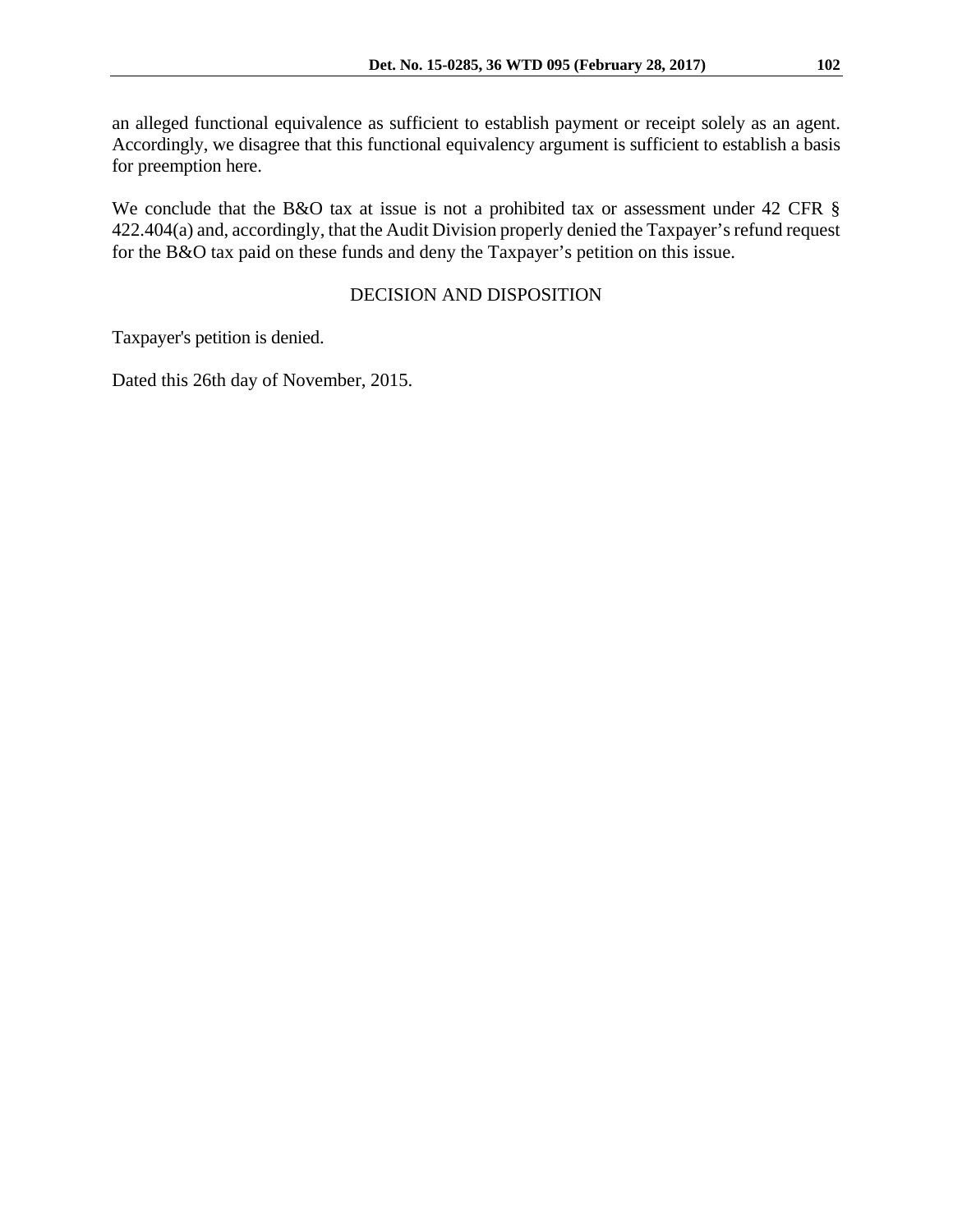an alleged functional equivalence as sufficient to establish payment or receipt solely as an agent. Accordingly, we disagree that this functional equivalency argument is sufficient to establish a basis for preemption here.

We conclude that the B&O tax at issue is not a prohibited tax or assessment under 42 CFR § 422.404(a) and, accordingly, that the Audit Division properly denied the Taxpayer's refund request for the B&O tax paid on these funds and deny the Taxpayer's petition on this issue.

## DECISION AND DISPOSITION

Taxpayer's petition is denied.

Dated this 26th day of November, 2015.